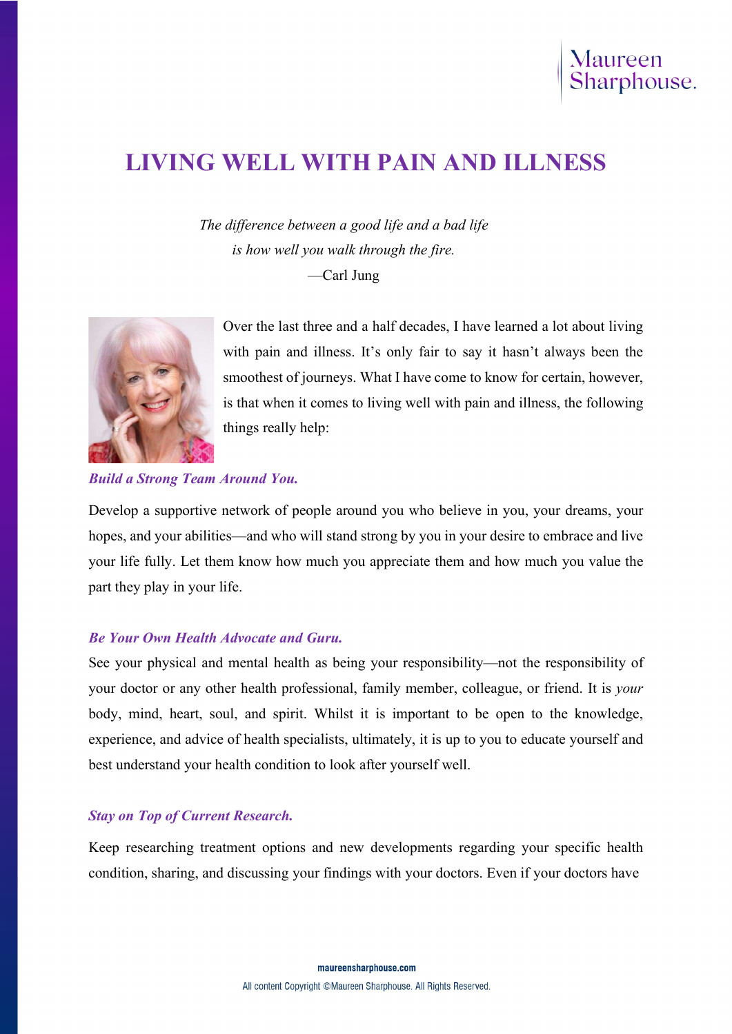# LIVING WELL WITH PAIN AND ILLNESS

*The difference between a good life and a bad life*
*is how well you walk through the fire.*
—Carl Jung

Over the last three and a half decades, I have learned a lot about living with pain and illness. It's only fair to say it hasn't always been the smoothest of journeys. What I have come to know for certain, however, is that when it comes to living well with pain and illness, the following things really help:

### *Build a Strong Team Around You.*

Develop a supportive network of people around you who believe in you, your dreams, your hopes, and your abilities—and who will stand strong by you in your desire to embrace and live your life fully. Let them know how much you appreciate them and how much you value the part they play in your life.

### *Be Your Own Health Advocate and Guru.*

See your physical and mental health as being your responsibility—not the responsibility of your doctor or any other health professional, family member, colleague, or friend. It is *your* body, mind, heart, soul, and spirit. Whilst it is important to be open to the knowledge, experience, and advice of health specialists, ultimately, it is up to you to educate yourself and best understand your health condition to look after yourself well.

### *Stay on Top of Current Research.*

Keep researching treatment options and new developments regarding your specific health condition, sharing, and discussing your findings with your doctors. Even if your doctors have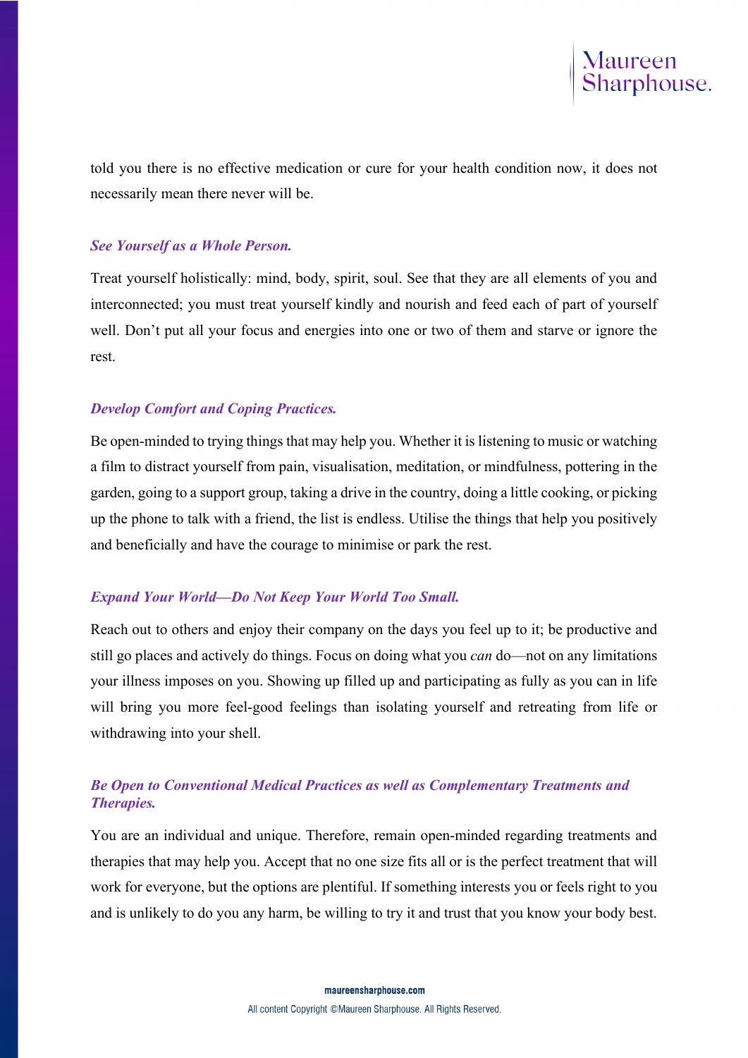told you there is no effective medication or cure for your health condition now, it does not necessarily mean there never will be.

### *See Yourself as a Whole Person.*

Treat yourself holistically: mind, body, spirit, soul. See that they are all elements of you and interconnected; you must treat yourself kindly and nourish and feed each of part of yourself well. Don't put all your focus and energies into one or two of them and starve or ignore the rest.

### *Develop Comfort and Coping Practices.*

Be open-minded to trying things that may help you. Whether it is listening to music or watching a film to distract yourself from pain, visualisation, meditation, or mindfulness, pottering in the garden, going to a support group, taking a drive in the country, doing a little cooking, or picking up the phone to talk with a friend, the list is endless. Utilise the things that help you positively and beneficially and have the courage to minimise or park the rest.

### *Expand Your World—Do Not Keep Your World Too Small.*

Reach out to others and enjoy their company on the days you feel up to it; be productive and still go places and actively do things. Focus on doing what you *can* do—not on any limitations your illness imposes on you. Showing up filled up and participating as fully as you can in life will bring you more feel-good feelings than isolating yourself and retreating from life or withdrawing into your shell.

### *Be Open to Conventional Medical Practices as well as Complementary Treatments and Therapies.*

You are an individual and unique. Therefore, remain open-minded regarding treatments and therapies that may help you. Accept that no one size fits all or is the perfect treatment that will work for everyone, but the options are plentiful. If something interests you or feels right to you and is unlikely to do you any harm, be willing to try it and trust that you know your body best.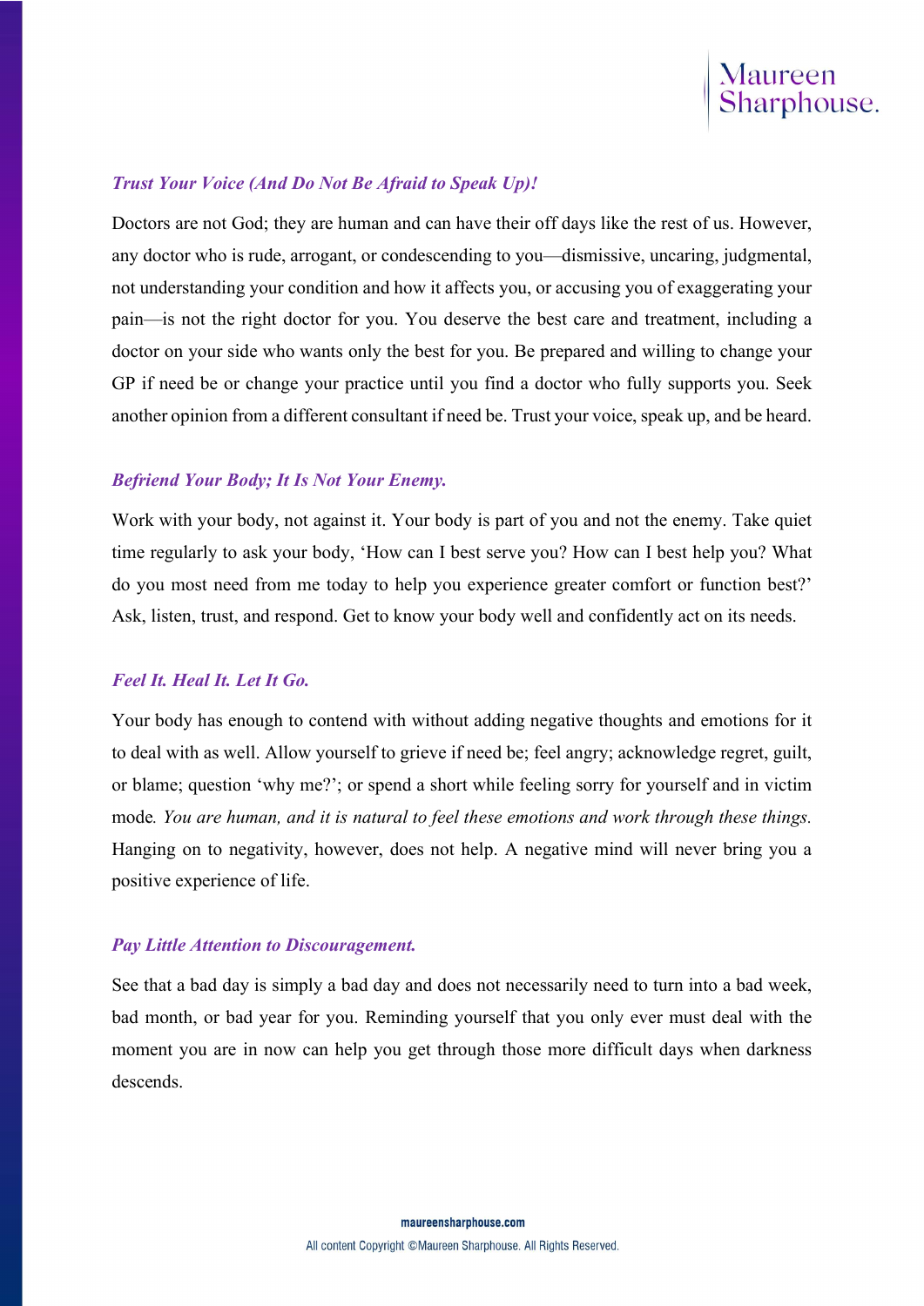### *Trust Your Voice (And Do Not Be Afraid to Speak Up)!*

Doctors are not God; they are human and can have their off days like the rest of us. However, any doctor who is rude, arrogant, or condescending to you—dismissive, uncaring, judgmental, not understanding your condition and how it affects you, or accusing you of exaggerating your pain—is not the right doctor for you. You deserve the best care and treatment, including a doctor on your side who wants only the best for you. Be prepared and willing to change your GP if need be or change your practice until you find a doctor who fully supports you. Seek another opinion from a different consultant if need be. Trust your voice, speak up, and be heard.

### *Befriend Your Body; It Is Not Your Enemy.*

Work with your body, not against it. Your body is part of you and not the enemy. Take quiet time regularly to ask your body, 'How can I best serve you? How can I best help you? What do you most need from me today to help you experience greater comfort or function best?' Ask, listen, trust, and respond. Get to know your body well and confidently act on its needs.

### *Feel It. Heal It. Let It Go.*

Your body has enough to contend with without adding negative thoughts and emotions for it to deal with as well. Allow yourself to grieve if need be; feel angry; acknowledge regret, guilt, or blame; question 'why me?'; or spend a short while feeling sorry for yourself and in victim mode*. You are human, and it is natural to feel these emotions and work through these things.* Hanging on to negativity, however, does not help. A negative mind will never bring you a positive experience of life.

### *Pay Little Attention to Discouragement.*

See that a bad day is simply a bad day and does not necessarily need to turn into a bad week, bad month, or bad year for you. Reminding yourself that you only ever must deal with the moment you are in now can help you get through those more difficult days when darkness descends.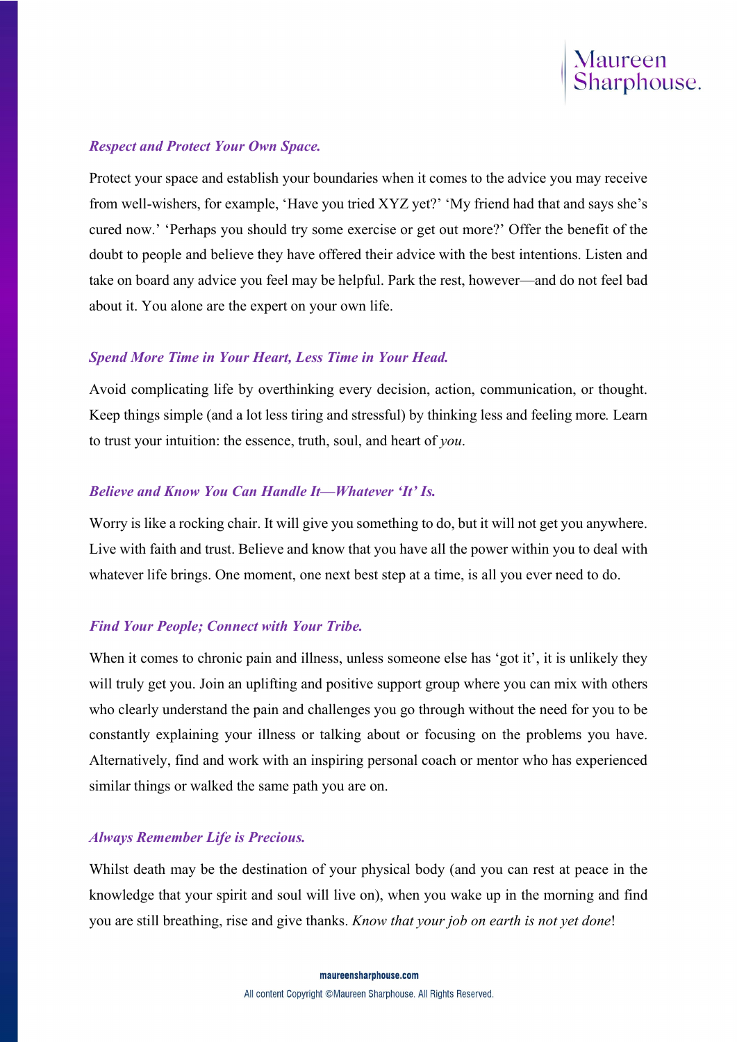### *Respect and Protect Your Own Space.*

Protect your space and establish your boundaries when it comes to the advice you may receive from well-wishers, for example, 'Have you tried XYZ yet?' 'My friend had that and says she's cured now.' 'Perhaps you should try some exercise or get out more?' Offer the benefit of the doubt to people and believe they have offered their advice with the best intentions. Listen and take on board any advice you feel may be helpful. Park the rest, however—and do not feel bad about it. You alone are the expert on your own life.

### *Spend More Time in Your Heart, Less Time in Your Head.*

Avoid complicating life by overthinking every decision, action, communication, or thought. Keep things simple (and a lot less tiring and stressful) by thinking less and feeling more. Learn to trust your intuition: the essence, truth, soul, and heart of *you*.

### *Believe and Know You Can Handle It—Whatever 'It' Is.*

Worry is like a rocking chair. It will give you something to do, but it will not get you anywhere. Live with faith and trust. Believe and know that you have all the power within you to deal with whatever life brings. One moment, one next best step at a time, is all you ever need to do.

### *Find Your People; Connect with Your Tribe.*

When it comes to chronic pain and illness, unless someone else has 'got it', it is unlikely they will truly get you. Join an uplifting and positive support group where you can mix with others who clearly understand the pain and challenges you go through without the need for you to be constantly explaining your illness or talking about or focusing on the problems you have. Alternatively, find and work with an inspiring personal coach or mentor who has experienced similar things or walked the same path you are on.

### *Always Remember Life is Precious.*

Whilst death may be the destination of your physical body (and you can rest at peace in the knowledge that your spirit and soul will live on), when you wake up in the morning and find you are still breathing, rise and give thanks. *Know that your job on earth is not yet done*!